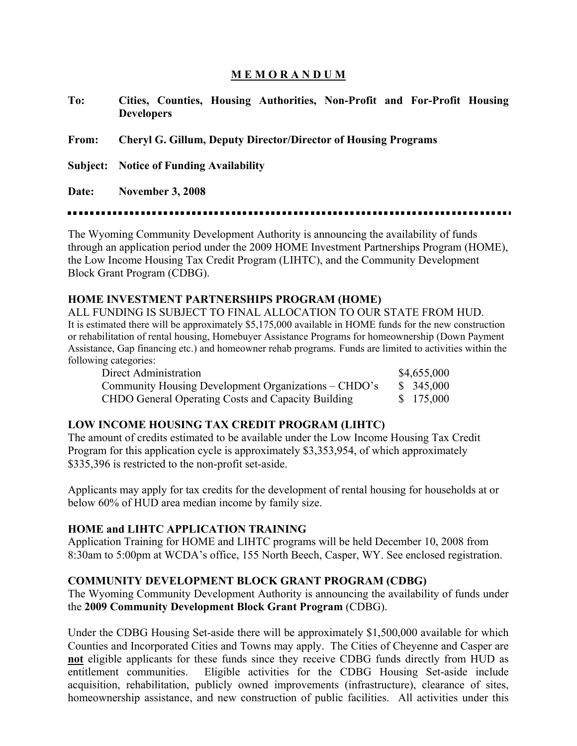# M E M O R A N D U M

**To:** **Cities, Counties, Housing Authorities, Non-Profit and For-Profit Housing Developers**

**From:** **Cheryl G. Gillum, Deputy Director/Director of Housing Programs**

**Subject:** **Notice of Funding Availability**

**Date:** **November 3, 2008**

---

The Wyoming Community Development Authority is announcing the availability of funds through an application period under the 2009 HOME Investment Partnerships Program (HOME), the Low Income Housing Tax Credit Program (LIHTC), and the Community Development Block Grant Program (CDBG).

## HOME INVESTMENT PARTNERSHIPS PROGRAM (HOME)

ALL FUNDING IS SUBJECT TO FINAL ALLOCATION TO OUR STATE FROM HUD.

It is estimated there will be approximately $5,175,000 available in HOME funds for the new construction or rehabilitation of rental housing, Homebuyer Assistance Programs for homeownership (Down Payment Assistance, Gap financing etc.) and homeowner rehab programs. Funds are limited to activities within the following categories:

| Category | Amount |
|---|---|
| Direct Administration | $4,655,000 |
| Community Housing Development Organizations – CHDO's | $ 345,000 |
| CHDO General Operating Costs and Capacity Building | $ 175,000 |

## LOW INCOME HOUSING TAX CREDIT PROGRAM (LIHTC)

The amount of credits estimated to be available under the Low Income Housing Tax Credit Program for this application cycle is approximately $3,353,954, of which approximately $335,396 is restricted to the non-profit set-aside.

Applicants may apply for tax credits for the development of rental housing for households at or below 60% of HUD area median income by family size.

## HOME and LIHTC APPLICATION TRAINING

Application Training for HOME and LIHTC programs will be held December 10, 2008 from 8:30am to 5:00pm at WCDA's office, 155 North Beech, Casper, WY. See enclosed registration.

## COMMUNITY DEVELOPMENT BLOCK GRANT PROGRAM (CDBG)

The Wyoming Community Development Authority is announcing the availability of funds under the **2009 Community Development Block Grant Program** (CDBG).

Under the CDBG Housing Set-aside there will be approximately $1,500,000 available for which Counties and Incorporated Cities and Towns may apply. The Cities of Cheyenne and Casper are **not** eligible applicants for these funds since they receive CDBG funds directly from HUD as entitlement communities. Eligible activities for the CDBG Housing Set-aside include acquisition, rehabilitation, publicly owned improvements (infrastructure), clearance of sites, homeownership assistance, and new construction of public facilities. All activities under this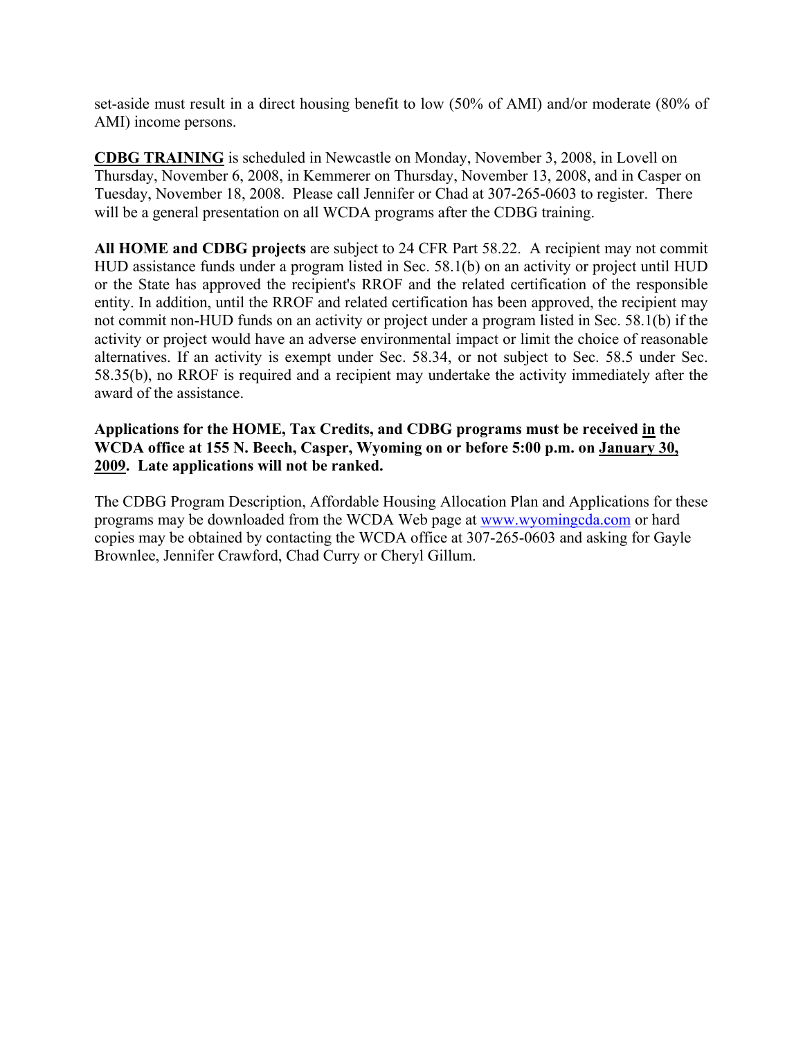set-aside must result in a direct housing benefit to low (50% of AMI) and/or moderate (80% of AMI) income persons.

**CDBG TRAINING** is scheduled in Newcastle on Monday, November 3, 2008, in Lovell on Thursday, November 6, 2008, in Kemmerer on Thursday, November 13, 2008, and in Casper on Tuesday, November 18, 2008. Please call Jennifer or Chad at 307-265-0603 to register. There will be a general presentation on all WCDA programs after the CDBG training.

**All HOME and CDBG projects** are subject to 24 CFR Part 58.22. A recipient may not commit HUD assistance funds under a program listed in Sec. 58.1(b) on an activity or project until HUD or the State has approved the recipient's RROF and the related certification of the responsible entity. In addition, until the RROF and related certification has been approved, the recipient may not commit non-HUD funds on an activity or project under a program listed in Sec. 58.1(b) if the activity or project would have an adverse environmental impact or limit the choice of reasonable alternatives. If an activity is exempt under Sec. 58.34, or not subject to Sec. 58.5 under Sec. 58.35(b), no RROF is required and a recipient may undertake the activity immediately after the award of the assistance.

**Applications for the HOME, Tax Credits, and CDBG programs must be received in the WCDA office at 155 N. Beech, Casper, Wyoming on or before 5:00 p.m. on January 30, 2009. Late applications will not be ranked.**

The CDBG Program Description, Affordable Housing Allocation Plan and Applications for these programs may be downloaded from the WCDA Web page at www.wyomingcda.com or hard copies may be obtained by contacting the WCDA office at 307-265-0603 and asking for Gayle Brownlee, Jennifer Crawford, Chad Curry or Cheryl Gillum.